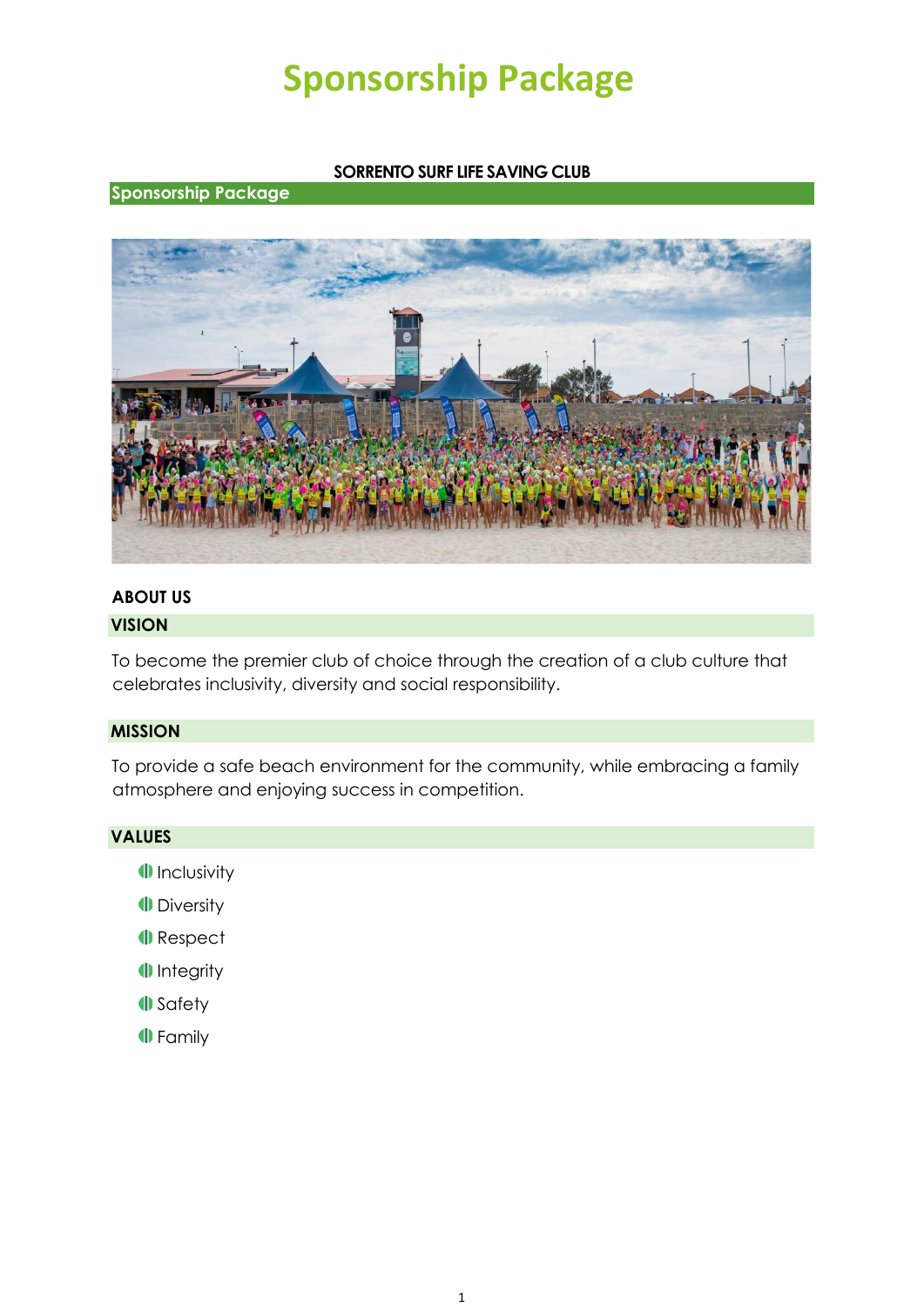# Sponsorship Package

**SORRENTO SURF LIFE SAVING CLUB**

## Sponsorship Package

**ABOUT US**

### VISION

To become the premier club of choice through the creation of a club culture that celebrates inclusivity, diversity and social responsibility.

### MISSION

To provide a safe beach environment for the community, while embracing a family atmosphere and enjoying success in competition.

### VALUES

- Inclusivity
- Diversity
- Respect
- Integrity
- Safety
- Family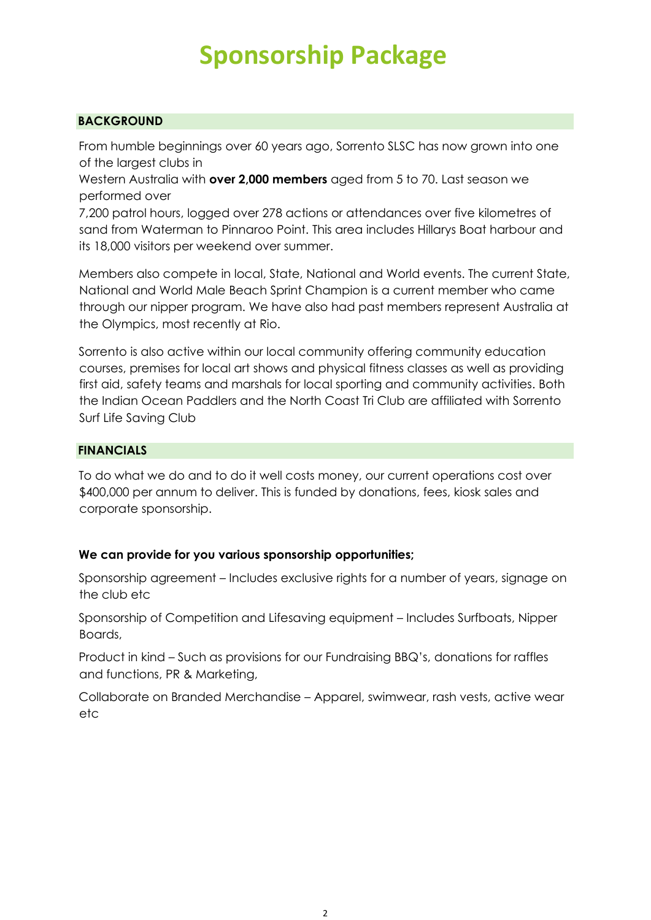# Sponsorship Package

## BACKGROUND

From humble beginnings over 60 years ago, Sorrento SLSC has now grown into one of the largest clubs in Western Australia with **over 2,000 members** aged from 5 to 70. Last season we performed over 7,200 patrol hours, logged over 278 actions or attendances over five kilometres of sand from Waterman to Pinnaroo Point. This area includes Hillarys Boat harbour and its 18,000 visitors per weekend over summer.

Members also compete in local, State, National and World events. The current State, National and World Male Beach Sprint Champion is a current member who came through our nipper program. We have also had past members represent Australia at the Olympics, most recently at Rio.

Sorrento is also active within our local community offering community education courses, premises for local art shows and physical fitness classes as well as providing first aid, safety teams and marshals for local sporting and community activities. Both the Indian Ocean Paddlers and the North Coast Tri Club are affiliated with Sorrento Surf Life Saving Club

## FINANCIALS

To do what we do and to do it well costs money, our current operations cost over $400,000 per annum to deliver. This is funded by donations, fees, kiosk sales and corporate sponsorship.

**We can provide for you various sponsorship opportunities;**

Sponsorship agreement – Includes exclusive rights for a number of years, signage on the club etc

Sponsorship of Competition and Lifesaving equipment – Includes Surfboats, Nipper Boards,

Product in kind – Such as provisions for our Fundraising BBQ's, donations for raffles and functions, PR & Marketing,

Collaborate on Branded Merchandise – Apparel, swimwear, rash vests, active wear etc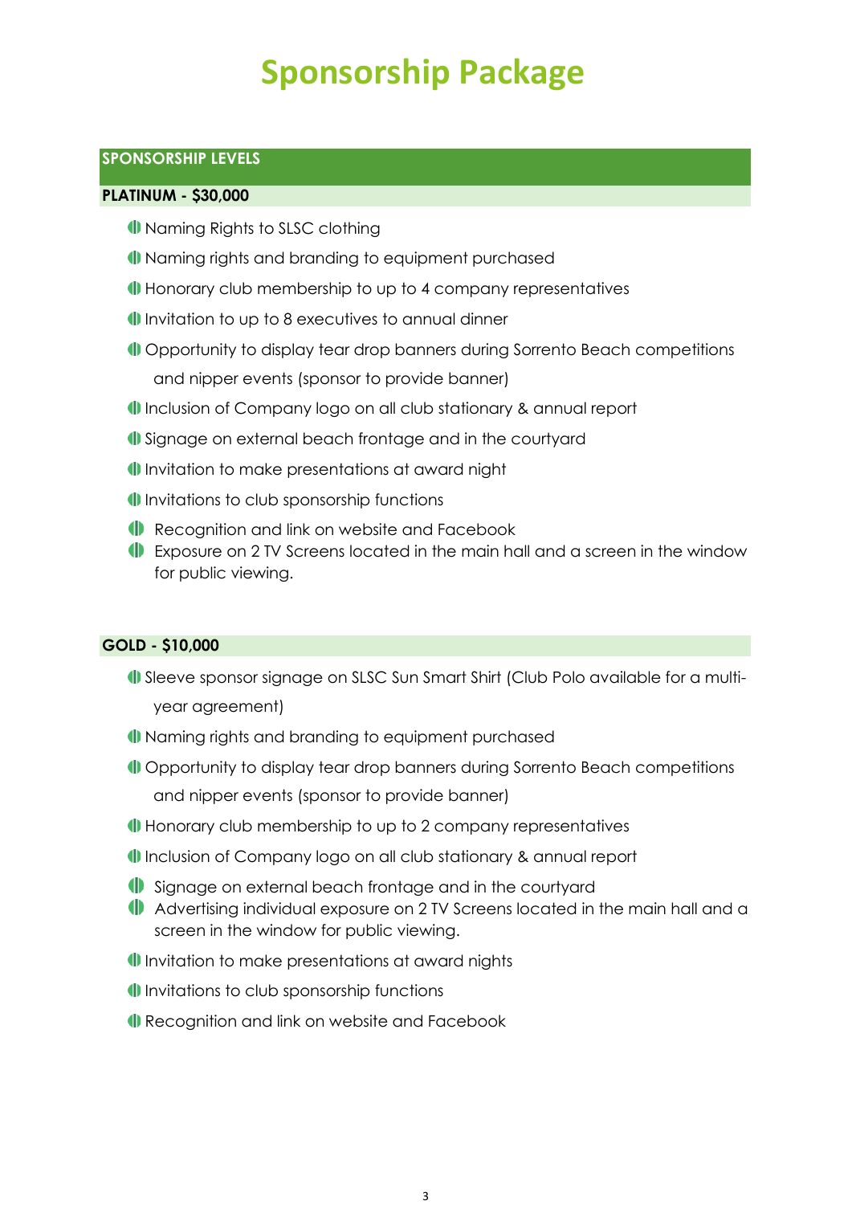# Sponsorship Package

## SPONSORSHIP LEVELS

### PLATINUM - $30,000

- Naming Rights to SLSC clothing
- Naming rights and branding to equipment purchased
- Honorary club membership to up to 4 company representatives
- Invitation to up to 8 executives to annual dinner
- Opportunity to display tear drop banners during Sorrento Beach competitions and nipper events (sponsor to provide banner)
- Inclusion of Company logo on all club stationary & annual report
- Signage on external beach frontage and in the courtyard
- Invitation to make presentations at award night
- Invitations to club sponsorship functions
- Recognition and link on website and Facebook
- Exposure on 2 TV Screens located in the main hall and a screen in the window for public viewing.

### GOLD - $10,000

- Sleeve sponsor signage on SLSC Sun Smart Shirt (Club Polo available for a multi-year agreement)
- Naming rights and branding to equipment purchased
- Opportunity to display tear drop banners during Sorrento Beach competitions and nipper events (sponsor to provide banner)
- Honorary club membership to up to 2 company representatives
- Inclusion of Company logo on all club stationary & annual report
- Signage on external beach frontage and in the courtyard
- Advertising individual exposure on 2 TV Screens located in the main hall and a screen in the window for public viewing.
- Invitation to make presentations at award nights
- Invitations to club sponsorship functions
- Recognition and link on website and Facebook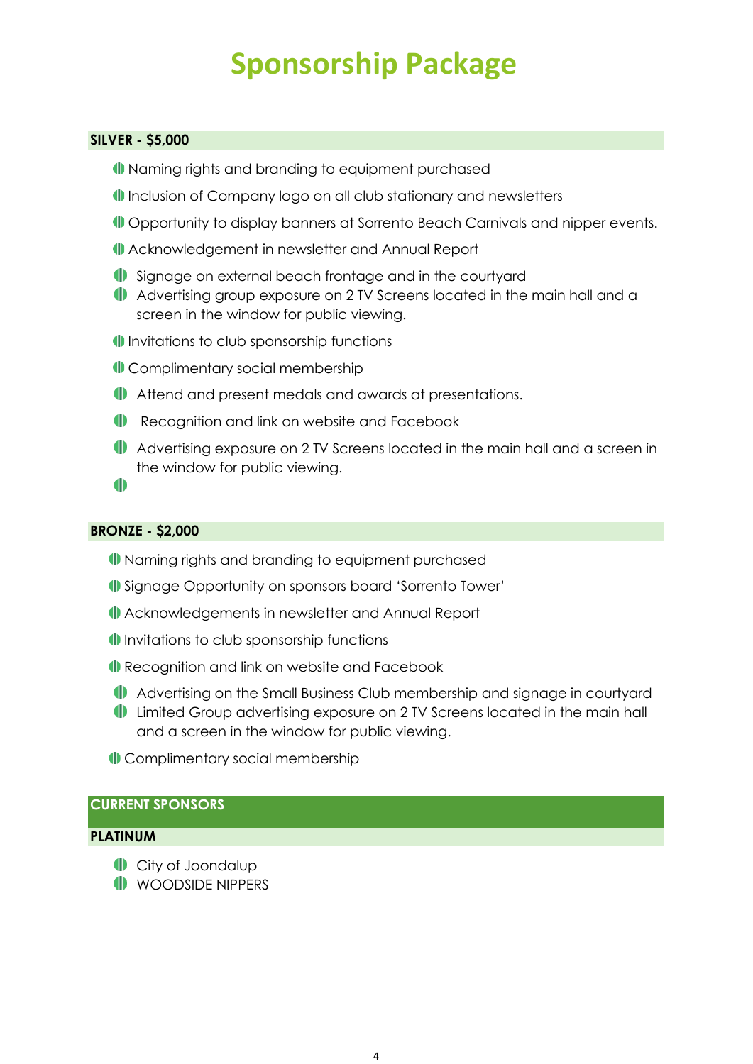# Sponsorship Package

## SILVER - $5,000

- Naming rights and branding to equipment purchased
- Inclusion of Company logo on all club stationary and newsletters
- Opportunity to display banners at Sorrento Beach Carnivals and nipper events.
- Acknowledgement in newsletter and Annual Report
- Signage on external beach frontage and in the courtyard
- Advertising group exposure on 2 TV Screens located in the main hall and a screen in the window for public viewing.
- Invitations to club sponsorship functions
- Complimentary social membership
- Attend and present medals and awards at presentations.
- Recognition and link on website and Facebook
- Advertising exposure on 2 TV Screens located in the main hall and a screen in the window for public viewing.

## BRONZE - $2,000

- Naming rights and branding to equipment purchased
- Signage Opportunity on sponsors board 'Sorrento Tower'
- Acknowledgements in newsletter and Annual Report
- Invitations to club sponsorship functions
- Recognition and link on website and Facebook
- Advertising on the Small Business Club membership and signage in courtyard
- Limited Group advertising exposure on 2 TV Screens located in the main hall and a screen in the window for public viewing.
- Complimentary social membership

## CURRENT SPONSORS

### PLATINUM

- City of Joondalup
- WOODSIDE NIPPERS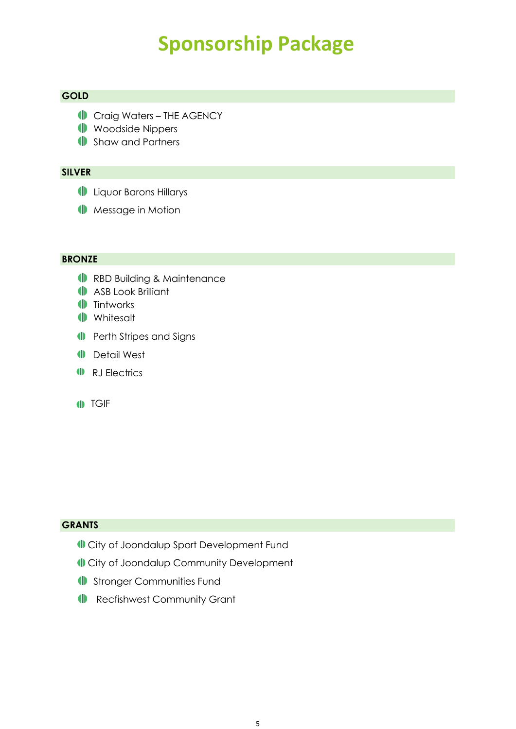# Sponsorship Package

## GOLD

- Craig Waters – THE AGENCY
- Woodside Nippers
- Shaw and Partners

## SILVER

- Liquor Barons Hillarys
- Message in Motion

## BRONZE

- RBD Building & Maintenance
- ASB Look Brilliant
- Tintworks
- Whitesalt
- Perth Stripes and Signs
- Detail West
- RJ Electrics
- TGIF

## GRANTS

- City of Joondalup Sport Development Fund
- City of Joondalup Community Development
- Stronger Communities Fund
- Recfishwest Community Grant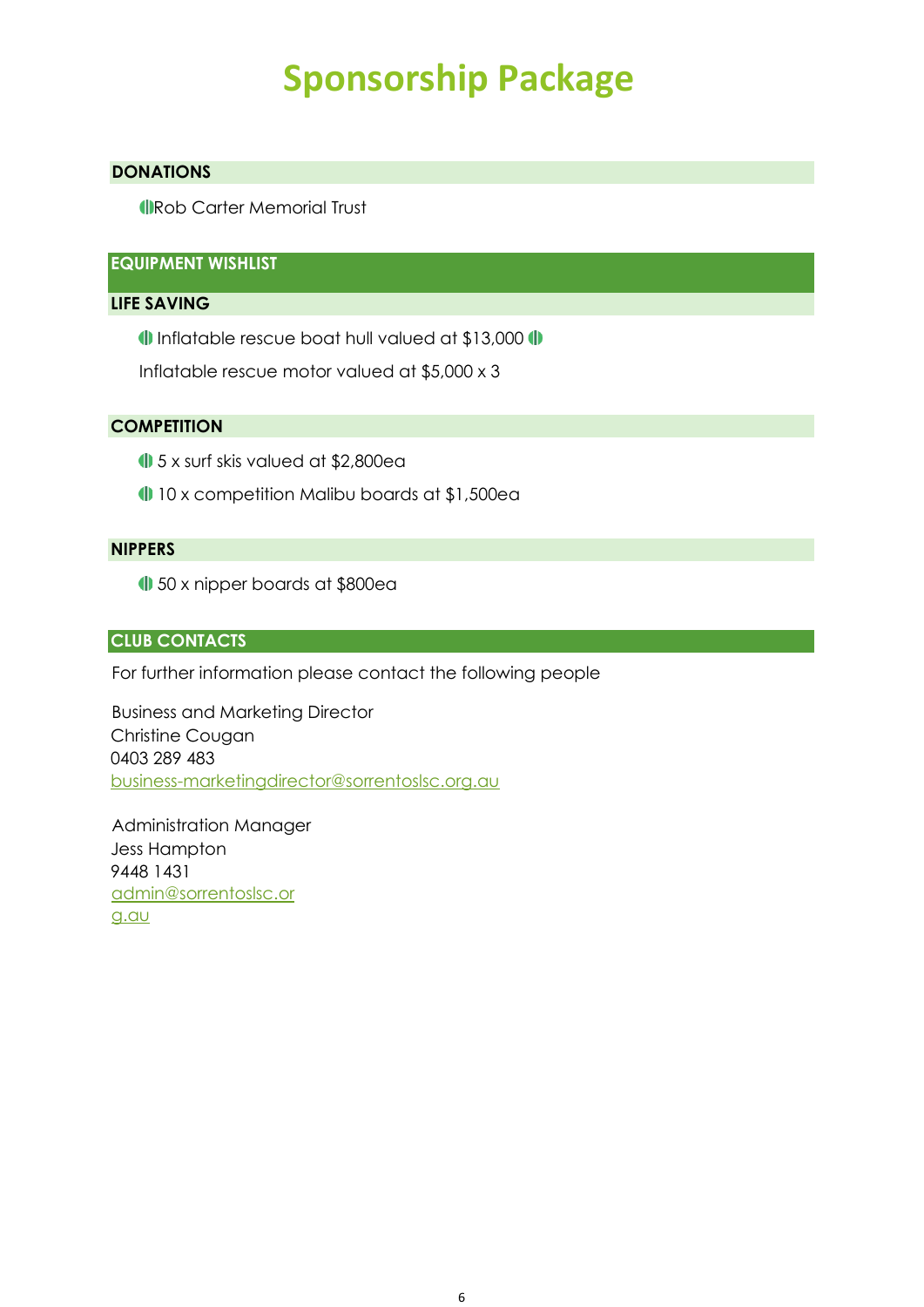# Sponsorship Package

## DONATIONS

- Rob Carter Memorial Trust

## EQUIPMENT WISHLIST

### LIFE SAVING

- Inflatable rescue boat hull valued at $13,000
- Inflatable rescue motor valued at $5,000 x 3

### COMPETITION

- 5 x surf skis valued at $2,800ea
- 10 x competition Malibu boards at $1,500ea

### NIPPERS

- 50 x nipper boards at $800ea

## CLUB CONTACTS

For further information please contact the following people

Business and Marketing Director
Christine Cougan
0403 289 483
business-marketingdirector@sorrentoslsc.org.au

Administration Manager
Jess Hampton
9448 1431
admin@sorrentoslsc.org.au